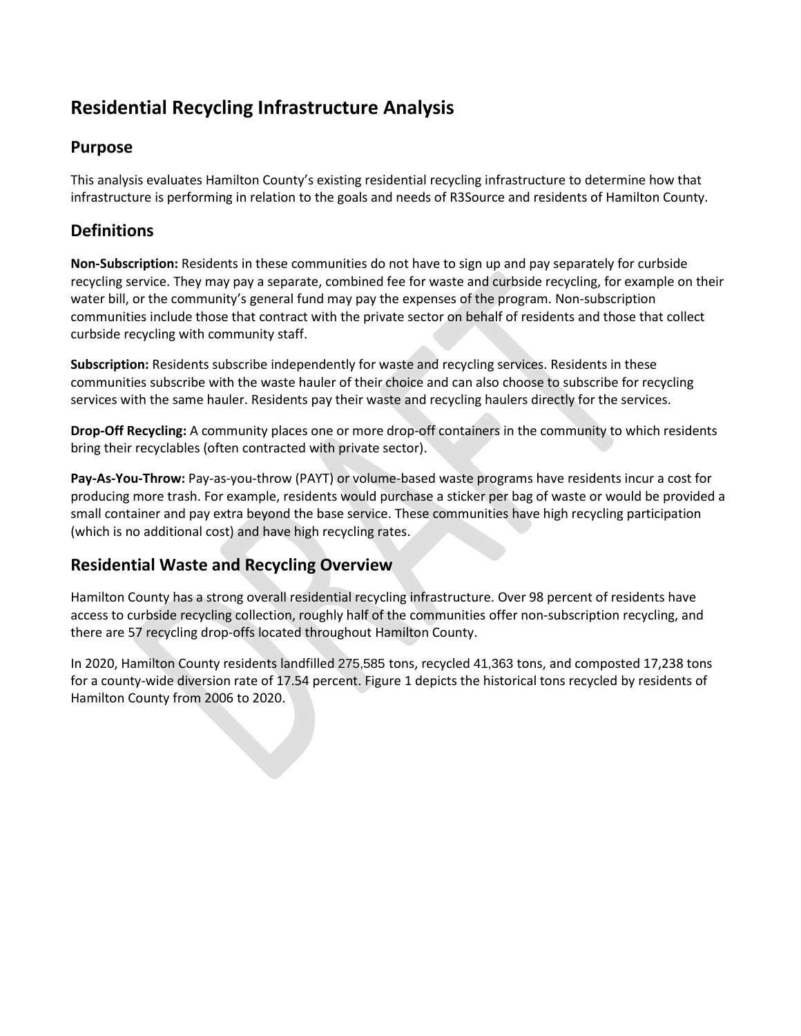# Residential Recycling Infrastructure Analysis

## Purpose

This analysis evaluates Hamilton County's existing residential recycling infrastructure to determine how that infrastructure is performing in relation to the goals and needs of R3Source and residents of Hamilton County.

## Definitions

**Non-Subscription:** Residents in these communities do not have to sign up and pay separately for curbside recycling service. They may pay a separate, combined fee for waste and curbside recycling, for example on their water bill, or the community's general fund may pay the expenses of the program. Non-subscription communities include those that contract with the private sector on behalf of residents and those that collect curbside recycling with community staff.

**Subscription:** Residents subscribe independently for waste and recycling services. Residents in these communities subscribe with the waste hauler of their choice and can also choose to subscribe for recycling services with the same hauler. Residents pay their waste and recycling haulers directly for the services.

**Drop-Off Recycling:** A community places one or more drop-off containers in the community to which residents bring their recyclables (often contracted with private sector).

**Pay-As-You-Throw:** Pay-as-you-throw (PAYT) or volume-based waste programs have residents incur a cost for producing more trash. For example, residents would purchase a sticker per bag of waste or would be provided a small container and pay extra beyond the base service. These communities have high recycling participation (which is no additional cost) and have high recycling rates.

## Residential Waste and Recycling Overview

Hamilton County has a strong overall residential recycling infrastructure. Over 98 percent of residents have access to curbside recycling collection, roughly half of the communities offer non-subscription recycling, and there are 57 recycling drop-offs located throughout Hamilton County.

In 2020, Hamilton County residents landfilled 275,585 tons, recycled 41,363 tons, and composted 17,238 tons for a county-wide diversion rate of 17.54 percent. Figure 1 depicts the historical tons recycled by residents of Hamilton County from 2006 to 2020.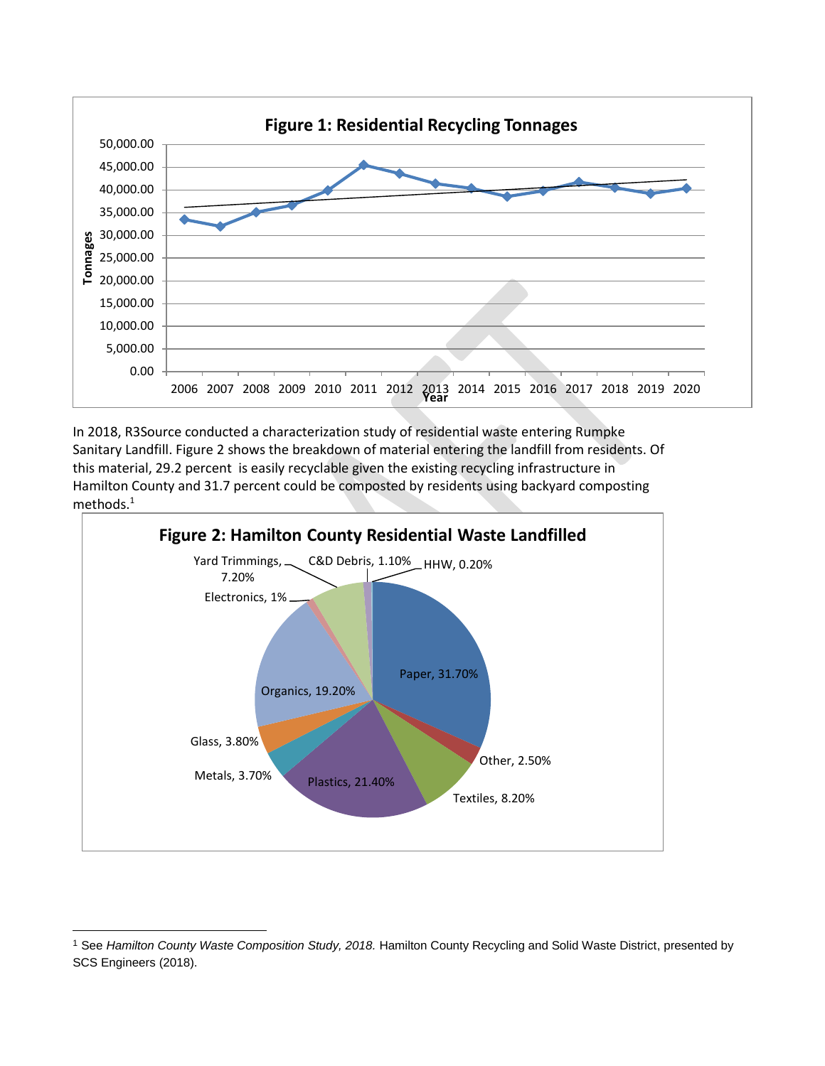**Figure 1: Residential Recycling Tonnages**

In 2018, R3Source conducted a characterization study of residential waste entering Rumpke Sanitary Landfill. Figure 2 shows the breakdown of material entering the landfill from residents. Of this material, 29.2 percent is easily recyclable given the existing recycling infrastructure in Hamilton County and 31.7 percent could be composted by residents using backyard composting methods.[1]

**Figure 2: Hamilton County Residential Waste Landfilled**

---

[1] See *Hamilton County Waste Composition Study, 2018.* Hamilton County Recycling and Solid Waste District, presented by SCS Engineers (2018).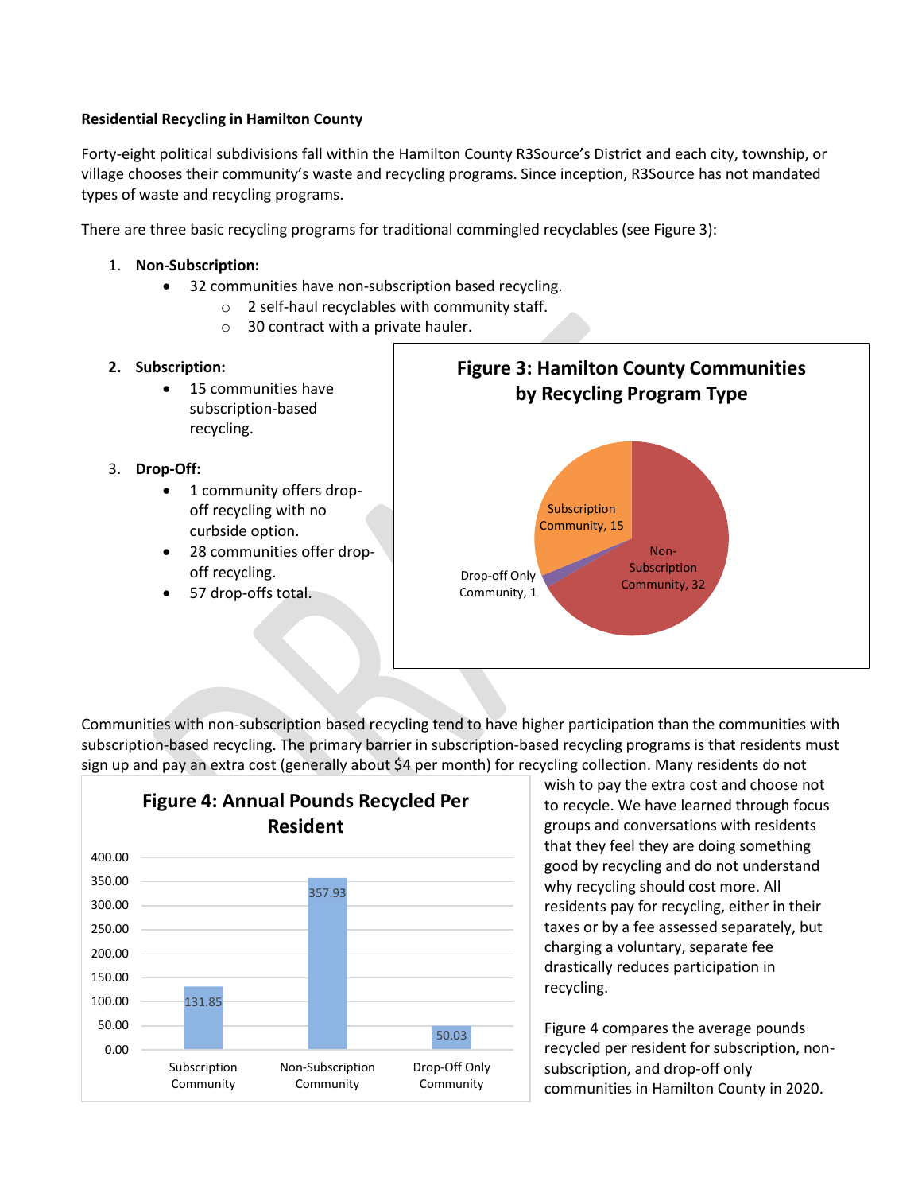**Residential Recycling in Hamilton County**

Forty-eight political subdivisions fall within the Hamilton County R3Source's District and each city, township, or village chooses their community's waste and recycling programs. Since inception, R3Source has not mandated types of waste and recycling programs.

There are three basic recycling programs for traditional commingled recyclables (see Figure 3):

1. **Non-Subscription:**
   - 32 communities have non-subscription based recycling.
     - 2 self-haul recyclables with community staff.
     - 30 contract with a private hauler.
2. **Subscription:**
   - 15 communities have subscription-based recycling.
3. **Drop-Off:**
   - 1 community offers drop-off recycling with no curbside option.
   - 28 communities offer drop-off recycling.
   - 57 drop-offs total.

**Figure 3: Hamilton County Communities by Recycling Program Type**

| Program Type | Communities |
|---|---|
| Non-Subscription Community | 32 |
| Subscription Community | 15 |
| Drop-off Only Community | 1 |

Communities with non-subscription based recycling tend to have higher participation than the communities with subscription-based recycling. The primary barrier in subscription-based recycling programs is that residents must sign up and pay an extra cost (generally about $4 per month) for recycling collection. Many residents do not wish to pay the extra cost and choose not to recycle. We have learned through focus groups and conversations with residents that they feel they are doing something good by recycling and do not understand why recycling should cost more. All residents pay for recycling, either in their taxes or by a fee assessed separately, but charging a voluntary, separate fee drastically reduces participation in recycling.

Figure 4 compares the average pounds recycled per resident for subscription, non-subscription, and drop-off only communities in Hamilton County in 2020.

**Figure 4: Annual Pounds Recycled Per Resident**

| Community Type | Annual Pounds Recycled Per Resident |
|---|---|
| Subscription Community | 131.85 |
| Non-Subscription Community | 357.93 |
| Drop-Off Only Community | 50.03 |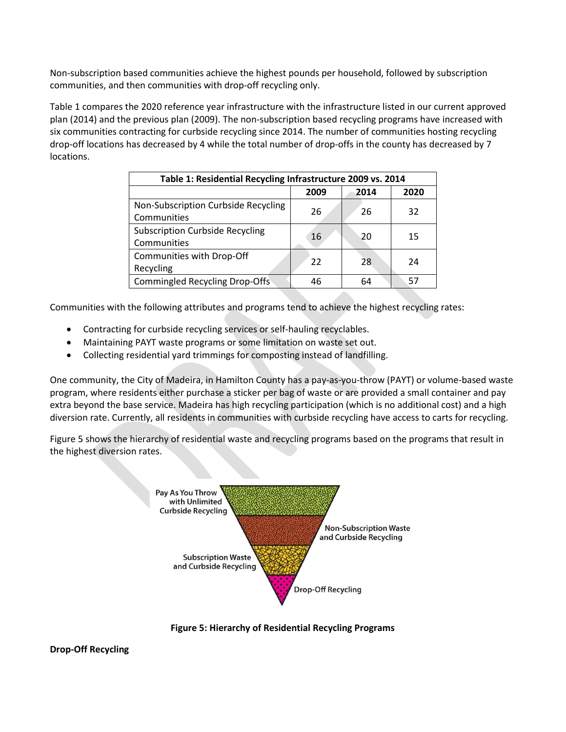Non-subscription based communities achieve the highest pounds per household, followed by subscription communities, and then communities with drop-off recycling only.

Table 1 compares the 2020 reference year infrastructure with the infrastructure listed in our current approved plan (2014) and the previous plan (2009). The non-subscription based recycling programs have increased with six communities contracting for curbside recycling since 2014. The number of communities hosting recycling drop-off locations has decreased by 4 while the total number of drop-offs in the county has decreased by 7 locations.

**Table 1: Residential Recycling Infrastructure 2009 vs. 2014**

| | 2009 | 2014 | 2020 |
| --- | --- | --- | --- |
| Non-Subscription Curbside Recycling Communities | 26 | 26 | 32 |
| Subscription Curbside Recycling Communities | 16 | 20 | 15 |
| Communities with Drop-Off Recycling | 22 | 28 | 24 |
| Commingled Recycling Drop-Offs | 46 | 64 | 57 |

Communities with the following attributes and programs tend to achieve the highest recycling rates:

- Contracting for curbside recycling services or self-hauling recyclables.
- Maintaining PAYT waste programs or some limitation on waste set out.
- Collecting residential yard trimmings for composting instead of landfilling.

One community, the City of Madeira, in Hamilton County has a pay-as-you-throw (PAYT) or volume-based waste program, where residents either purchase a sticker per bag of waste or are provided a small container and pay extra beyond the base service. Madeira has high recycling participation (which is no additional cost) and a high diversion rate. Currently, all residents in communities with curbside recycling have access to carts for recycling.

Figure 5 shows the hierarchy of residential waste and recycling programs based on the programs that result in the highest diversion rates.

Pay As You Throw with Unlimited Curbside Recycling

Non-Subscription Waste and Curbside Recycling

Subscription Waste and Curbside Recycling

Drop-Off Recycling

**Figure 5: Hierarchy of Residential Recycling Programs**

**Drop-Off Recycling**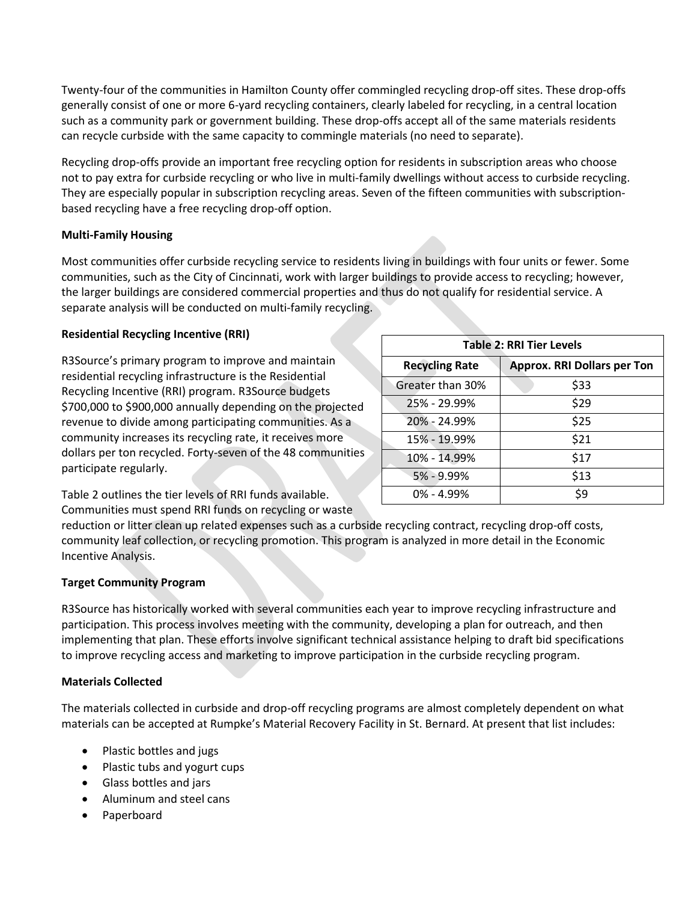Twenty-four of the communities in Hamilton County offer commingled recycling drop-off sites. These drop-offs generally consist of one or more 6-yard recycling containers, clearly labeled for recycling, in a central location such as a community park or government building. These drop-offs accept all of the same materials residents can recycle curbside with the same capacity to commingle materials (no need to separate).

Recycling drop-offs provide an important free recycling option for residents in subscription areas who choose not to pay extra for curbside recycling or who live in multi-family dwellings without access to curbside recycling. They are especially popular in subscription recycling areas. Seven of the fifteen communities with subscription-based recycling have a free recycling drop-off option.

**Multi-Family Housing**

Most communities offer curbside recycling service to residents living in buildings with four units or fewer. Some communities, such as the City of Cincinnati, work with larger buildings to provide access to recycling; however, the larger buildings are considered commercial properties and thus do not qualify for residential service. A separate analysis will be conducted on multi-family recycling.

**Residential Recycling Incentive (RRI)**

R3Source's primary program to improve and maintain residential recycling infrastructure is the Residential Recycling Incentive (RRI) program. R3Source budgets $700,000 to $900,000 annually depending on the projected revenue to divide among participating communities. As a community increases its recycling rate, it receives more dollars per ton recycled. Forty-seven of the 48 communities participate regularly.

**Table 2: RRI Tier Levels**

| Recycling Rate | Approx. RRI Dollars per Ton |
|---|---|
| Greater than 30% | $33 |
| 25% - 29.99% | $29 |
| 20% - 24.99% | $25 |
| 15% - 19.99% | $21 |
| 10% - 14.99% | $17 |
| 5% - 9.99% | $13 |
| 0% - 4.99% | $9 |

Table 2 outlines the tier levels of RRI funds available. Communities must spend RRI funds on recycling or waste reduction or litter clean up related expenses such as a curbside recycling contract, recycling drop-off costs, community leaf collection, or recycling promotion. This program is analyzed in more detail in the Economic Incentive Analysis.

**Target Community Program**

R3Source has historically worked with several communities each year to improve recycling infrastructure and participation. This process involves meeting with the community, developing a plan for outreach, and then implementing that plan. These efforts involve significant technical assistance helping to draft bid specifications to improve recycling access and marketing to improve participation in the curbside recycling program.

**Materials Collected**

The materials collected in curbside and drop-off recycling programs are almost completely dependent on what materials can be accepted at Rumpke's Material Recovery Facility in St. Bernard. At present that list includes:

- Plastic bottles and jugs
- Plastic tubs and yogurt cups
- Glass bottles and jars
- Aluminum and steel cans
- Paperboard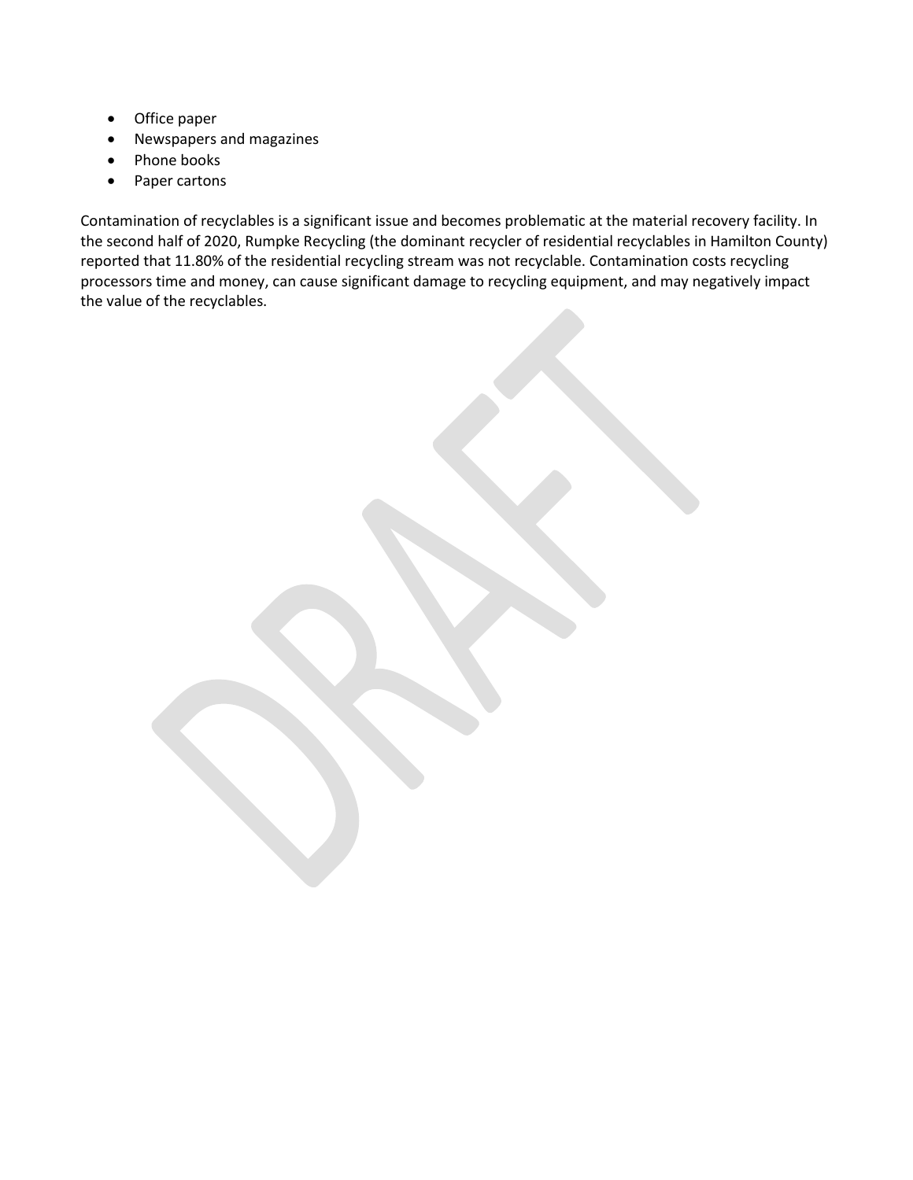- Office paper
- Newspapers and magazines
- Phone books
- Paper cartons

Contamination of recyclables is a significant issue and becomes problematic at the material recovery facility. In the second half of 2020, Rumpke Recycling (the dominant recycler of residential recyclables in Hamilton County) reported that 11.80% of the residential recycling stream was not recyclable. Contamination costs recycling processors time and money, can cause significant damage to recycling equipment, and may negatively impact the value of the recyclables.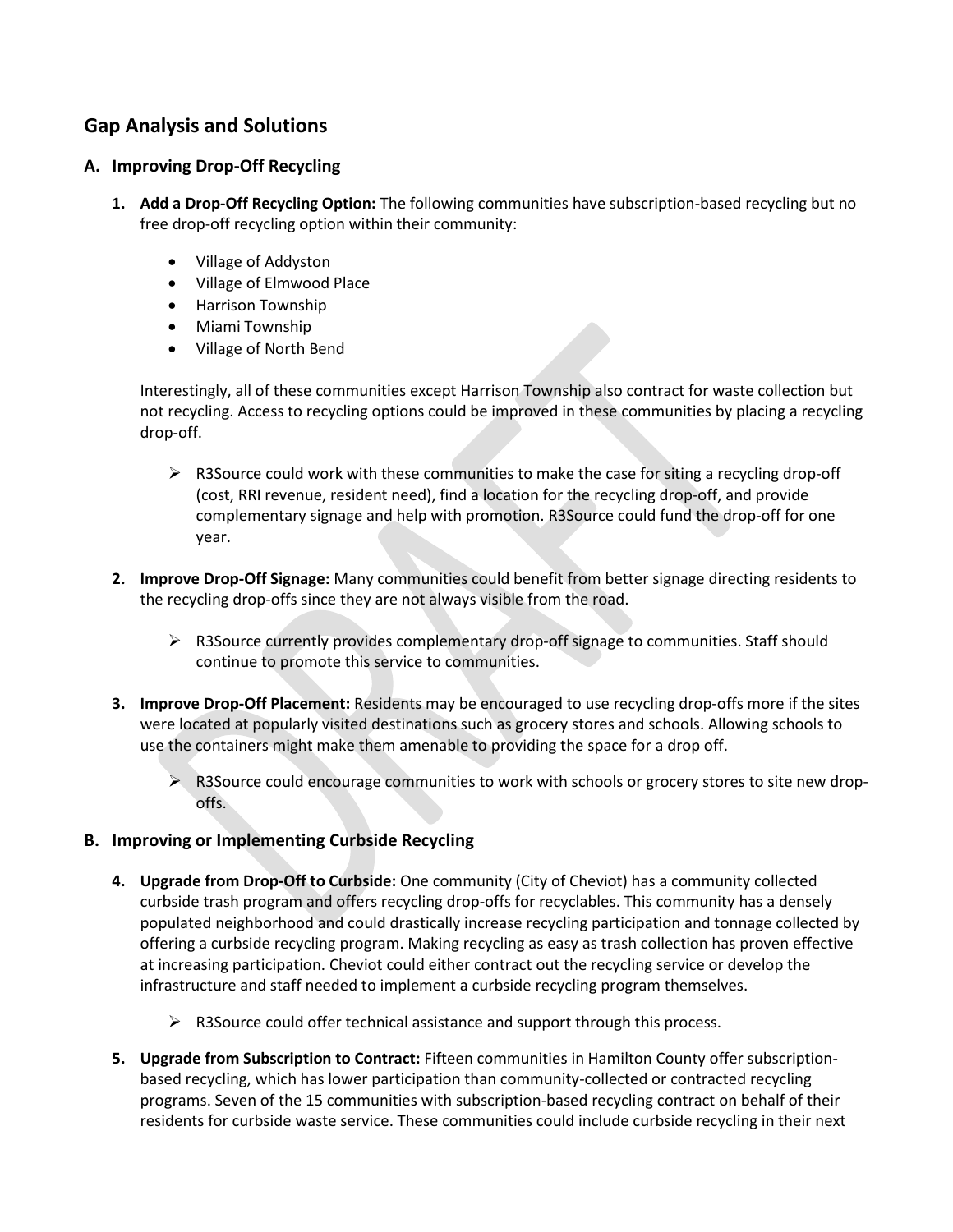## Gap Analysis and Solutions

### A. Improving Drop-Off Recycling

1. **Add a Drop-Off Recycling Option:** The following communities have subscription-based recycling but no free drop-off recycling option within their community:

    - Village of Addyston
    - Village of Elmwood Place
    - Harrison Township
    - Miami Township
    - Village of North Bend

    Interestingly, all of these communities except Harrison Township also contract for waste collection but not recycling. Access to recycling options could be improved in these communities by placing a recycling drop-off.

    - R3Source could work with these communities to make the case for siting a recycling drop-off (cost, RRI revenue, resident need), find a location for the recycling drop-off, and provide complementary signage and help with promotion. R3Source could fund the drop-off for one year.

2. **Improve Drop-Off Signage:** Many communities could benefit from better signage directing residents to the recycling drop-offs since they are not always visible from the road.

    - R3Source currently provides complementary drop-off signage to communities. Staff should continue to promote this service to communities.

3. **Improve Drop-Off Placement:** Residents may be encouraged to use recycling drop-offs more if the sites were located at popularly visited destinations such as grocery stores and schools. Allowing schools to use the containers might make them amenable to providing the space for a drop off.

    - R3Source could encourage communities to work with schools or grocery stores to site new drop-offs.

### B. Improving or Implementing Curbside Recycling

4. **Upgrade from Drop-Off to Curbside:** One community (City of Cheviot) has a community collected curbside trash program and offers recycling drop-offs for recyclables. This community has a densely populated neighborhood and could drastically increase recycling participation and tonnage collected by offering a curbside recycling program. Making recycling as easy as trash collection has proven effective at increasing participation. Cheviot could either contract out the recycling service or develop the infrastructure and staff needed to implement a curbside recycling program themselves.

    - R3Source could offer technical assistance and support through this process.

5. **Upgrade from Subscription to Contract:** Fifteen communities in Hamilton County offer subscription-based recycling, which has lower participation than community-collected or contracted recycling programs. Seven of the 15 communities with subscription-based recycling contract on behalf of their residents for curbside waste service. These communities could include curbside recycling in their next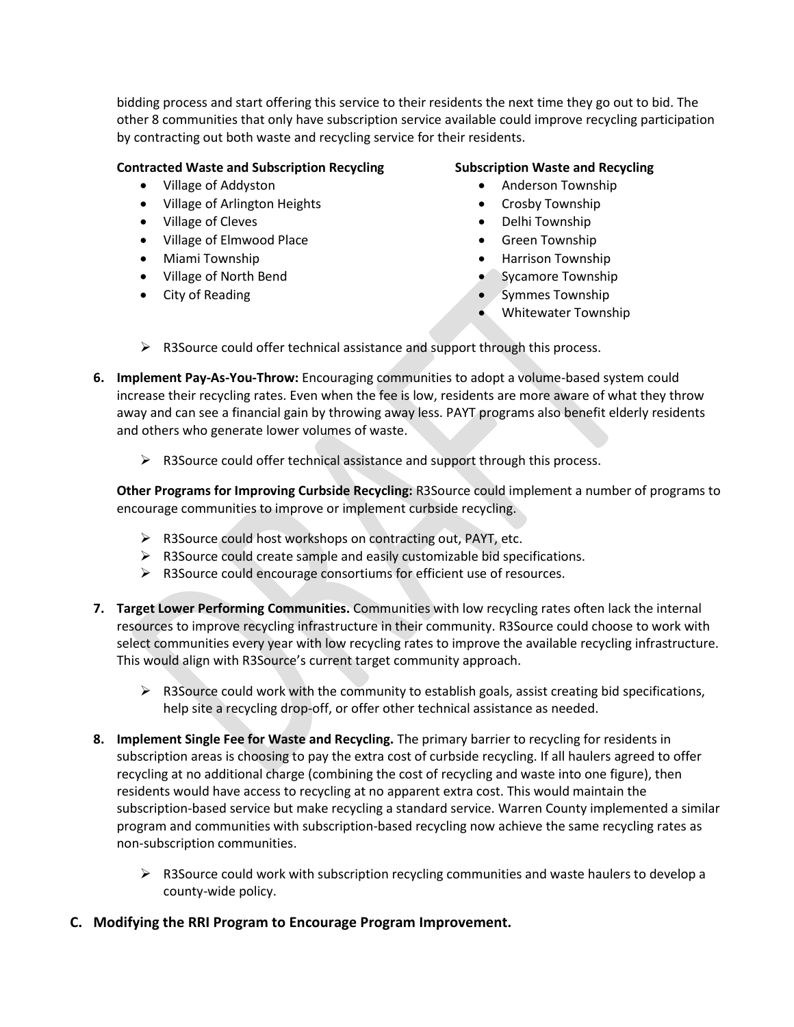bidding process and start offering this service to their residents the next time they go out to bid. The other 8 communities that only have subscription service available could improve recycling participation by contracting out both waste and recycling service for their residents.

**Contracted Waste and Subscription Recycling**

- Village of Addyston
- Village of Arlington Heights
- Village of Cleves
- Village of Elmwood Place
- Miami Township
- Village of North Bend
- City of Reading

**Subscription Waste and Recycling**

- Anderson Township
- Crosby Township
- Delhi Township
- Green Township
- Harrison Township
- Sycamore Township
- Symmes Township
- Whitewater Township

> - R3Source could offer technical assistance and support through this process.

6. **Implement Pay-As-You-Throw:** Encouraging communities to adopt a volume-based system could increase their recycling rates. Even when the fee is low, residents are more aware of what they throw away and can see a financial gain by throwing away less. PAYT programs also benefit elderly residents and others who generate lower volumes of waste.

   - R3Source could offer technical assistance and support through this process.

   **Other Programs for Improving Curbside Recycling:** R3Source could implement a number of programs to encourage communities to improve or implement curbside recycling.

   - R3Source could host workshops on contracting out, PAYT, etc.
   - R3Source could create sample and easily customizable bid specifications.
   - R3Source could encourage consortiums for efficient use of resources.

7. **Target Lower Performing Communities.** Communities with low recycling rates often lack the internal resources to improve recycling infrastructure in their community. R3Source could choose to work with select communities every year with low recycling rates to improve the available recycling infrastructure. This would align with R3Source's current target community approach.

   - R3Source could work with the community to establish goals, assist creating bid specifications, help site a recycling drop-off, or offer other technical assistance as needed.

8. **Implement Single Fee for Waste and Recycling.** The primary barrier to recycling for residents in subscription areas is choosing to pay the extra cost of curbside recycling. If all haulers agreed to offer recycling at no additional charge (combining the cost of recycling and waste into one figure), then residents would have access to recycling at no apparent extra cost. This would maintain the subscription-based service but make recycling a standard service. Warren County implemented a similar program and communities with subscription-based recycling now achieve the same recycling rates as non-subscription communities.

   - R3Source could work with subscription recycling communities and waste haulers to develop a county-wide policy.

## C. Modifying the RRI Program to Encourage Program Improvement.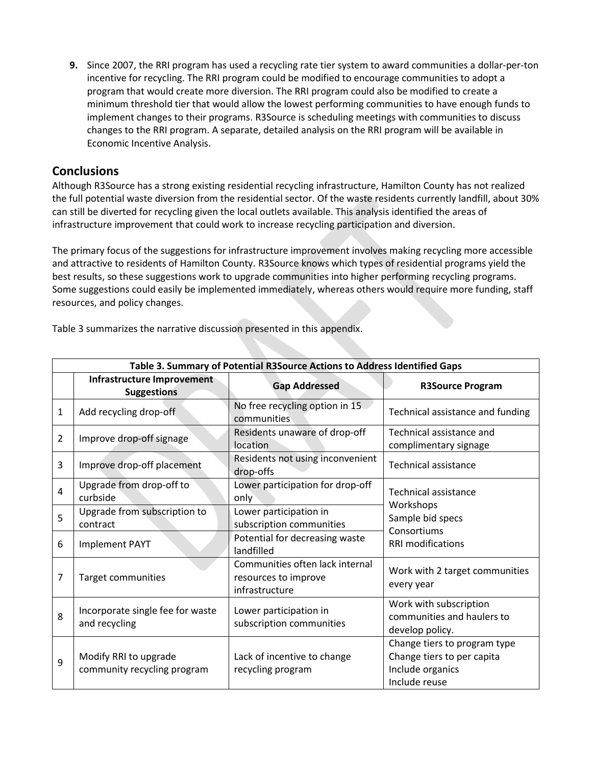9. Since 2007, the RRI program has used a recycling rate tier system to award communities a dollar-per-ton incentive for recycling. The RRI program could be modified to encourage communities to adopt a program that would create more diversion. The RRI program could also be modified to create a minimum threshold tier that would allow the lowest performing communities to have enough funds to implement changes to their programs. R3Source is scheduling meetings with communities to discuss changes to the RRI program. A separate, detailed analysis on the RRI program will be available in Economic Incentive Analysis.

## Conclusions

Although R3Source has a strong existing residential recycling infrastructure, Hamilton County has not realized the full potential waste diversion from the residential sector. Of the waste residents currently landfill, about 30% can still be diverted for recycling given the local outlets available. This analysis identified the areas of infrastructure improvement that could work to increase recycling participation and diversion.

The primary focus of the suggestions for infrastructure improvement involves making recycling more accessible and attractive to residents of Hamilton County. R3Source knows which types of residential programs yield the best results, so these suggestions work to upgrade communities into higher performing recycling programs. Some suggestions could easily be implemented immediately, whereas others would require more funding, staff resources, and policy changes.

Table 3 summarizes the narrative discussion presented in this appendix.

**Table 3. Summary of Potential R3Source Actions to Address Identified Gaps**

| | Infrastructure Improvement Suggestions | Gap Addressed | R3Source Program |
|---|---|---|---|
| 1 | Add recycling drop-off | No free recycling option in 15 communities | Technical assistance and funding |
| 2 | Improve drop-off signage | Residents unaware of drop-off location | Technical assistance and complimentary signage |
| 3 | Improve drop-off placement | Residents not using inconvenient drop-offs | Technical assistance |
| 4 | Upgrade from drop-off to curbside | Lower participation for drop-off only | Technical assistance<br>Workshops<br>Sample bid specs<br>Consortiums<br>RRI modifications |
| 5 | Upgrade from subscription to contract | Lower participation in subscription communities | |
| 6 | Implement PAYT | Potential for decreasing waste landfilled | |
| 7 | Target communities | Communities often lack internal resources to improve infrastructure | Work with 2 target communities every year |
| 8 | Incorporate single fee for waste and recycling | Lower participation in subscription communities | Work with subscription communities and haulers to develop policy. |
| 9 | Modify RRI to upgrade community recycling program | Lack of incentive to change recycling program | Change tiers to program type<br>Change tiers to per capita<br>Include organics<br>Include reuse |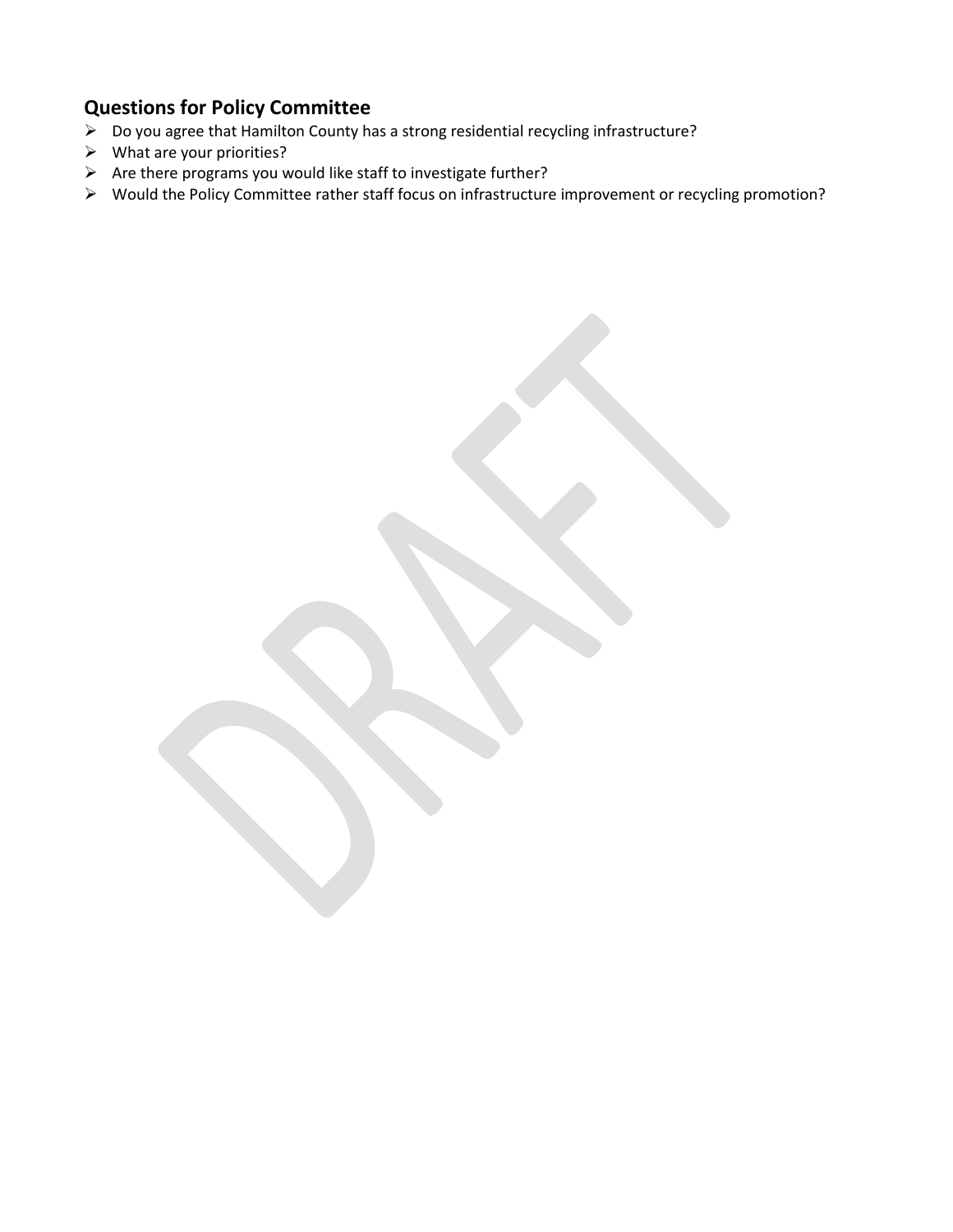## Questions for Policy Committee

- Do you agree that Hamilton County has a strong residential recycling infrastructure?
- What are your priorities?
- Are there programs you would like staff to investigate further?
- Would the Policy Committee rather staff focus on infrastructure improvement or recycling promotion?